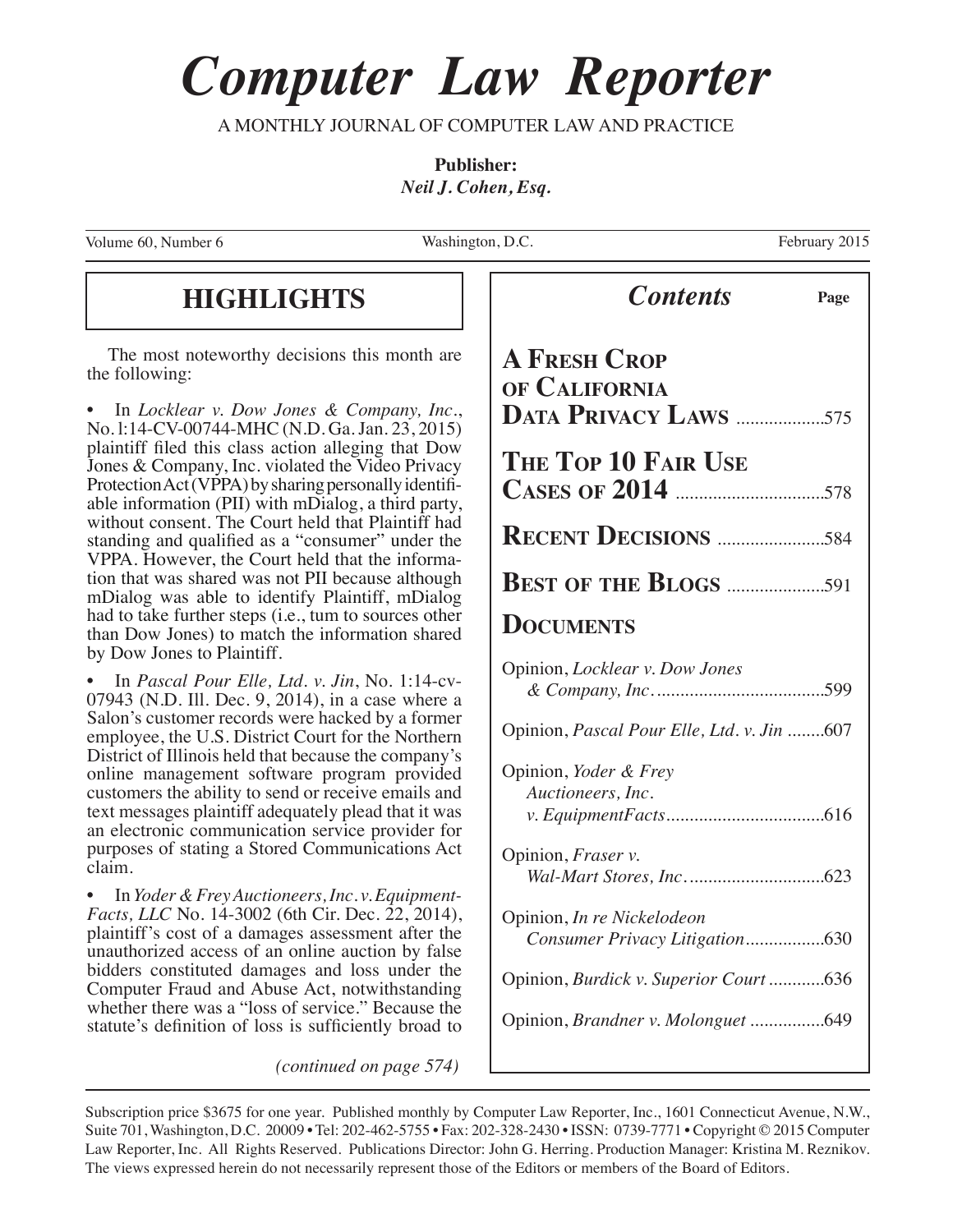# *Computer Law Reporter*

A MONTHLY JOURNAL OF COMPUTER LAW AND PRACTICE

**Publisher:**
***Neil J. Cohen, Esq.***

Volume 60, Number 6 — Washington, D.C. — February 2015

## HIGHLIGHTS

The most noteworthy decisions this month are the following:

- In *Locklear v. Dow Jones & Company, Inc.*, No. l:14-CV-00744-MHC (N.D. Ga. Jan. 23, 2015) plaintiff filed this class action alleging that Dow Jones & Company, Inc. violated the Video Privacy Protection Act (VPPA) by sharing personally identifiable information (PII) with mDialog, a third party, without consent. The Court held that Plaintiff had standing and qualified as a "consumer" under the VPPA. However, the Court held that the information that was shared was not PII because although mDialog was able to identify Plaintiff, mDialog had to take further steps (i.e., turn to sources other than Dow Jones) to match the information shared by Dow Jones to Plaintiff.

- In *Pascal Pour Elle, Ltd. v. Jin*, No. 1:14-cv-07943 (N.D. Ill. Dec. 9, 2014), in a case where a Salon's customer records were hacked by a former employee, the U.S. District Court for the Northern District of Illinois held that because the company's online management software program provided customers the ability to send or receive emails and text messages plaintiff adequately plead that it was an electronic communication service provider for purposes of stating a Stored Communications Act claim.

- In *Yoder & Frey Auctioneers, Inc. v. EquipmentFacts, LLC* No. 14-3002 (6th Cir. Dec. 22, 2014), plaintiff's cost of a damages assessment after the unauthorized access of an online auction by false bidders constituted damages and loss under the Computer Fraud and Abuse Act, notwithstanding whether there was a "loss of service." Because the statute's definition of loss is sufficiently broad to

*(continued on page 574)*

## *Contents*

| | Page |
|---|---|
| **A Fresh Crop of California Data Privacy Laws** | 575 |
| **The Top 10 Fair Use Cases of 2014** | 578 |
| **Recent Decisions** | 584 |
| **Best of the Blogs** | 591 |
| **Documents** | |
| Opinion, *Locklear v. Dow Jones & Company, Inc.* | 599 |
| Opinion, *Pascal Pour Elle, Ltd. v. Jin* | 607 |
| Opinion, *Yoder & Frey Auctioneers, Inc. v. EquipmentFacts* | 616 |
| Opinion, *Fraser v. Wal-Mart Stores, Inc.* | 623 |
| Opinion, *In re Nickelodeon Consumer Privacy Litigation* | 630 |
| Opinion, *Burdick v. Superior Court* | 636 |
| Opinion, *Brandner v. Molonguet* | 649 |

Subscription price $3675 for one year. Published monthly by Computer Law Reporter, Inc., 1601 Connecticut Avenue, N.W., Suite 701, Washington, D.C. 20009 • Tel: 202-462-5755 • Fax: 202-328-2430 • ISSN: 0739-7771 • Copyright © 2015 Computer Law Reporter, Inc. All Rights Reserved. Publications Director: John G. Herring. Production Manager: Kristina M. Reznikov. The views expressed herein do not necessarily represent those of the Editors or members of the Board of Editors.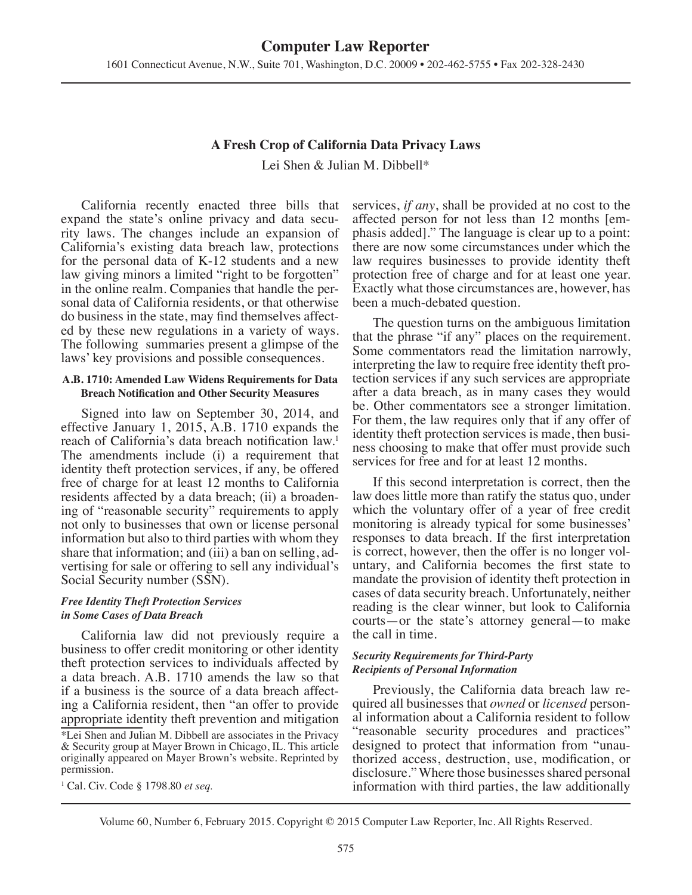# A Fresh Crop of California Data Privacy Laws

Lei Shen & Julian M. Dibbell*

California recently enacted three bills that expand the state's online privacy and data security laws. The changes include an expansion of California's existing data breach law, protections for the personal data of K-12 students and a new law giving minors a limited "right to be forgotten" in the online realm. Companies that handle the personal data of California residents, or that otherwise do business in the state, may find themselves affected by these new regulations in a variety of ways. The following summaries present a glimpse of the laws' key provisions and possible consequences.

## A.B. 1710: Amended Law Widens Requirements for Data Breach Notification and Other Security Measures

Signed into law on September 30, 2014, and effective January 1, 2015, A.B. 1710 expands the reach of California's data breach notification law.[1] The amendments include (i) a requirement that identity theft protection services, if any, be offered free of charge for at least 12 months to California residents affected by a data breach; (ii) a broadening of "reasonable security" requirements to apply not only to businesses that own or license personal information but also to third parties with whom they share that information; and (iii) a ban on selling, advertising for sale or offering to sell any individual's Social Security number (SSN).

### *Free Identity Theft Protection Services in Some Cases of Data Breach*

California law did not previously require a business to offer credit monitoring or other identity theft protection services to individuals affected by a data breach. A.B. 1710 amends the law so that if a business is the source of a data breach affecting a California resident, then "an offer to provide appropriate identity theft prevention and mitigation services, *if any*, shall be provided at no cost to the affected person for not less than 12 months [emphasis added]." The language is clear up to a point: there are now some circumstances under which the law requires businesses to provide identity theft protection free of charge and for at least one year. Exactly what those circumstances are, however, has been a much-debated question.

The question turns on the ambiguous limitation that the phrase "if any" places on the requirement. Some commentators read the limitation narrowly, interpreting the law to require free identity theft protection services if any such services are appropriate after a data breach, as in many cases they would be. Other commentators see a stronger limitation. For them, the law requires only that if any offer of identity theft protection services is made, then business choosing to make that offer must provide such services for free and for at least 12 months.

If this second interpretation is correct, then the law does little more than ratify the status quo, under which the voluntary offer of a year of free credit monitoring is already typical for some businesses' responses to data breach. If the first interpretation is correct, however, then the offer is no longer voluntary, and California becomes the first state to mandate the provision of identity theft protection in cases of data security breach. Unfortunately, neither reading is the clear winner, but look to California courts—or the state's attorney general—to make the call in time.

### *Security Requirements for Third-Party Recipients of Personal Information*

Previously, the California data breach law required all businesses that *owned* or *licensed* personal information about a California resident to follow "reasonable security procedures and practices" designed to protect that information from "unauthorized access, destruction, use, modification, or disclosure." Where those businesses shared personal information with third parties, the law additionally

---

*Lei Shen and Julian M. Dibbell are associates in the Privacy & Security group at Mayer Brown in Chicago, IL. This article originally appeared on Mayer Brown's website. Reprinted by permission.

[1] Cal. Civ. Code § 1798.80 *et seq.*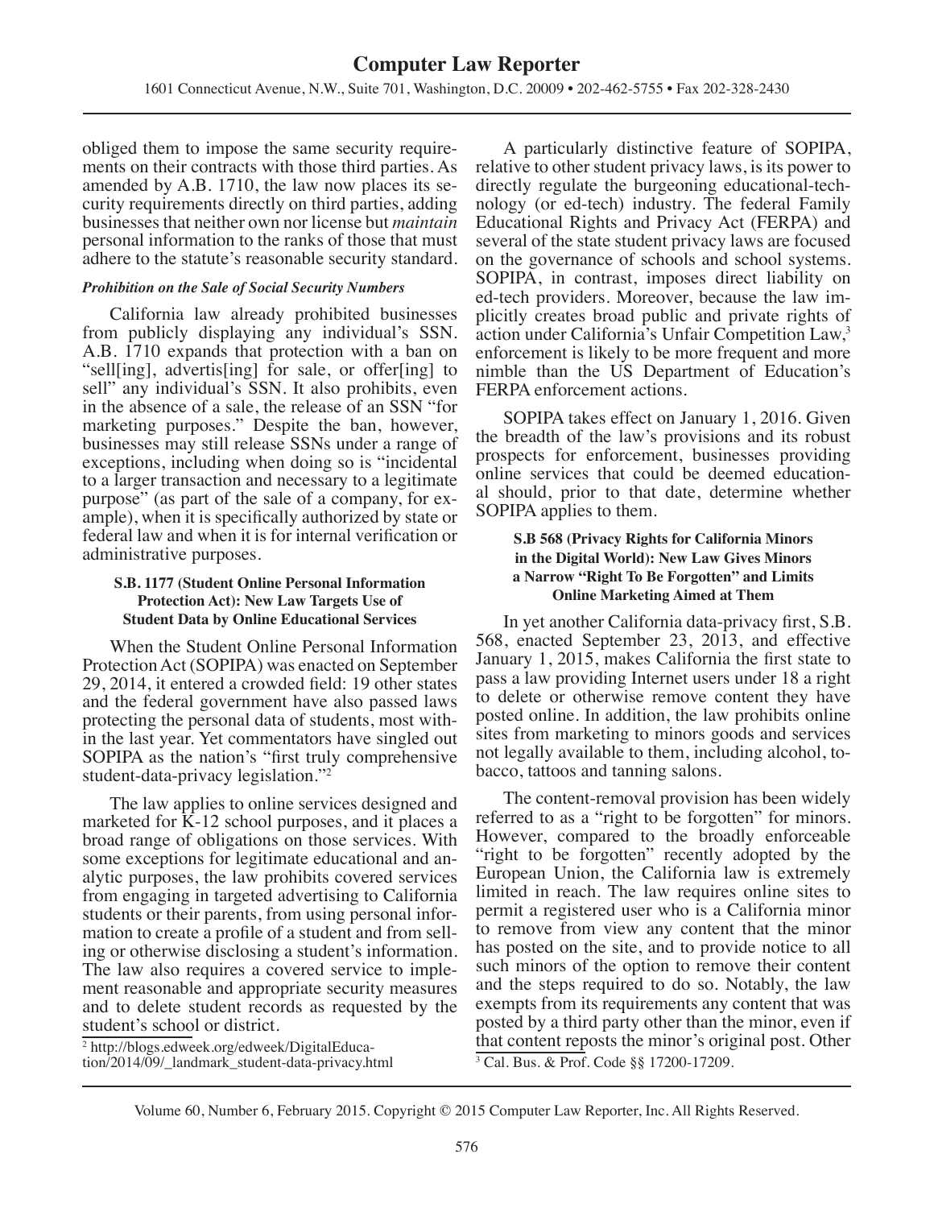obliged them to impose the same security requirements on their contracts with those third parties. As amended by A.B. 1710, the law now places its security requirements directly on third parties, adding businesses that neither own nor license but *maintain* personal information to the ranks of those that must adhere to the statute's reasonable security standard.

***Prohibition on the Sale of Social Security Numbers***

California law already prohibited businesses from publicly displaying any individual's SSN. A.B. 1710 expands that protection with a ban on "sell[ing], advertis[ing] for sale, or offer[ing] to sell" any individual's SSN. It also prohibits, even in the absence of a sale, the release of an SSN "for marketing purposes." Despite the ban, however, businesses may still release SSNs under a range of exceptions, including when doing so is "incidental to a larger transaction and necessary to a legitimate purpose" (as part of the sale of a company, for example), when it is specifically authorized by state or federal law and when it is for internal verification or administrative purposes.

**S.B. 1177 (Student Online Personal Information Protection Act): New Law Targets Use of Student Data by Online Educational Services**

When the Student Online Personal Information Protection Act (SOPIPA) was enacted on September 29, 2014, it entered a crowded field: 19 other states and the federal government have also passed laws protecting the personal data of students, most within the last year. Yet commentators have singled out SOPIPA as the nation's "first truly comprehensive student-data-privacy legislation."[2]

The law applies to online services designed and marketed for K-12 school purposes, and it places a broad range of obligations on those services. With some exceptions for legitimate educational and analytic purposes, the law prohibits covered services from engaging in targeted advertising to California students or their parents, from using personal information to create a profile of a student and from selling or otherwise disclosing a student's information. The law also requires a covered service to implement reasonable and appropriate security measures and to delete student records as requested by the student's school or district.

A particularly distinctive feature of SOPIPA, relative to other student privacy laws, is its power to directly regulate the burgeoning educational-technology (or ed-tech) industry. The federal Family Educational Rights and Privacy Act (FERPA) and several of the state student privacy laws are focused on the governance of schools and school systems. SOPIPA, in contrast, imposes direct liability on ed-tech providers. Moreover, because the law implicitly creates broad public and private rights of action under California's Unfair Competition Law,[3] enforcement is likely to be more frequent and more nimble than the US Department of Education's FERPA enforcement actions.

SOPIPA takes effect on January 1, 2016. Given the breadth of the law's provisions and its robust prospects for enforcement, businesses providing online services that could be deemed educational should, prior to that date, determine whether SOPIPA applies to them.

**S.B 568 (Privacy Rights for California Minors in the Digital World): New Law Gives Minors a Narrow "Right To Be Forgotten" and Limits Online Marketing Aimed at Them**

In yet another California data-privacy first, S.B. 568, enacted September 23, 2013, and effective January 1, 2015, makes California the first state to pass a law providing Internet users under 18 a right to delete or otherwise remove content they have posted online. In addition, the law prohibits online sites from marketing to minors goods and services not legally available to them, including alcohol, tobacco, tattoos and tanning salons.

The content-removal provision has been widely referred to as a "right to be forgotten" for minors. However, compared to the broadly enforceable "right to be forgotten" recently adopted by the European Union, the California law is extremely limited in reach. The law requires online sites to permit a registered user who is a California minor to remove from view any content that the minor has posted on the site, and to provide notice to all such minors of the option to remove their content and the steps required to do so. Notably, the law exempts from its requirements any content that was posted by a third party other than the minor, even if that content reposts the minor's original post. Other

[2] http://blogs.edweek.org/edweek/DigitalEducation/2014/09/_landmark_student-data-privacy.html

[3] Cal. Bus. & Prof. Code §§ 17200-17209.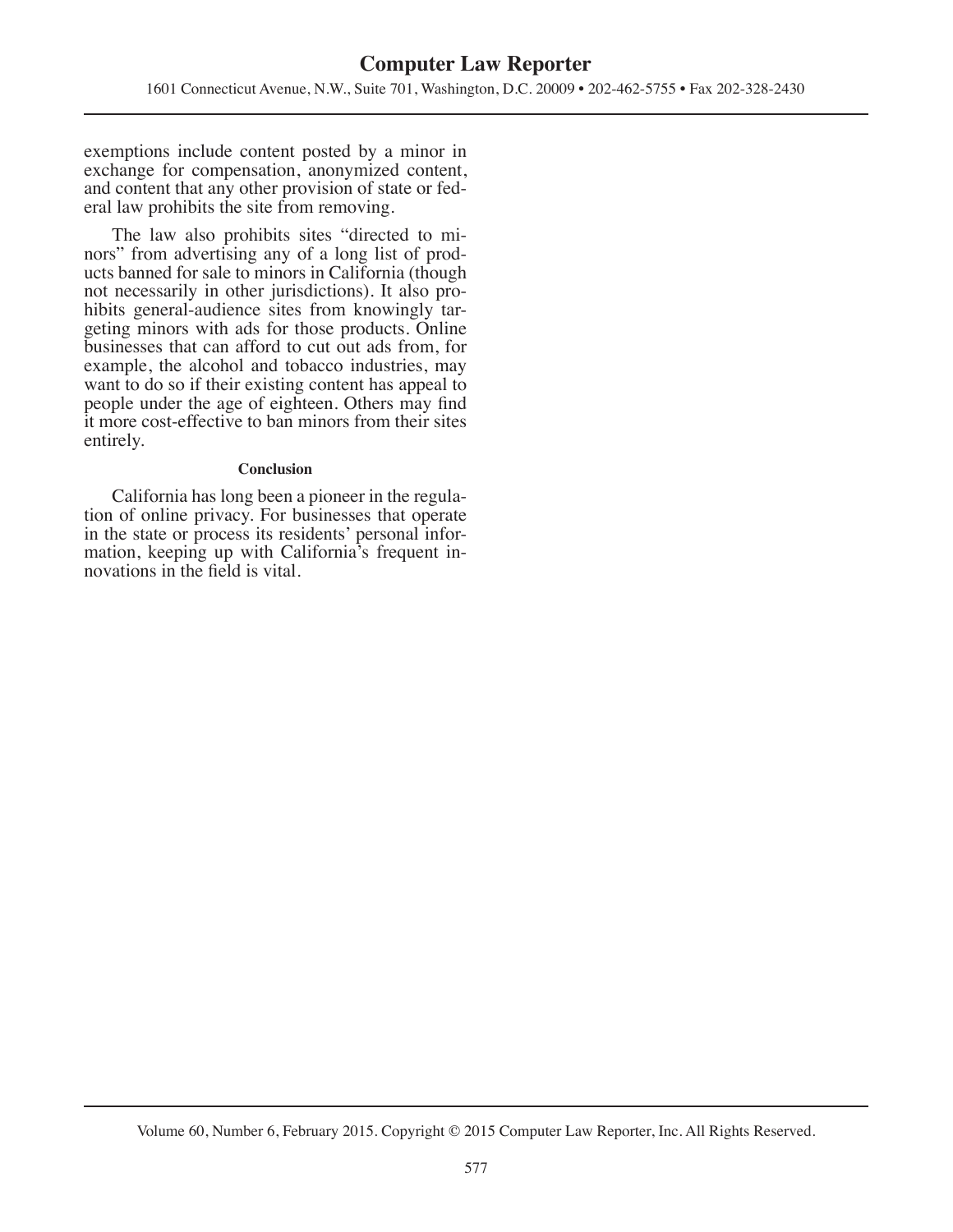exemptions include content posted by a minor in exchange for compensation, anonymized content, and content that any other provision of state or federal law prohibits the site from removing.

The law also prohibits sites "directed to minors" from advertising any of a long list of products banned for sale to minors in California (though not necessarily in other jurisdictions). It also prohibits general-audience sites from knowingly targeting minors with ads for those products. Online businesses that can afford to cut out ads from, for example, the alcohol and tobacco industries, may want to do so if their existing content has appeal to people under the age of eighteen. Others may find it more cost-effective to ban minors from their sites entirely.

### Conclusion

California has long been a pioneer in the regulation of online privacy. For businesses that operate in the state or process its residents' personal information, keeping up with California's frequent innovations in the field is vital.